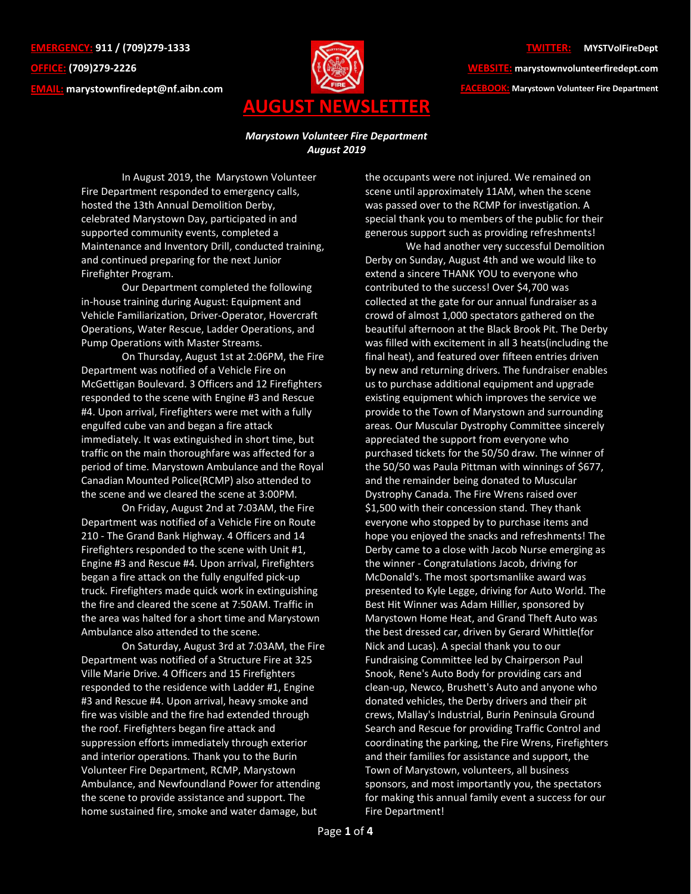**EMERGENCY:** 911 / (709)279-1333

**OFFICE:** (709)279-2226

**EMAIL:** marystownfiredept@nf.aibn.com

**TWITTER:** MYSTVolFireDept

**WEBSITE:** marystownvolunteerfiredept.com

**FACEBOOK:** Marystown Volunteer Fire Department

# AUGUST NEWSLETTER

***Marystown Volunteer Fire Department***
***August 2019***

In August 2019, the Marystown Volunteer Fire Department responded to emergency calls, hosted the 13th Annual Demolition Derby, celebrated Marystown Day, participated in and supported community events, completed a Maintenance and Inventory Drill, conducted training, and continued preparing for the next Junior Firefighter Program.

Our Department completed the following in-house training during August: Equipment and Vehicle Familiarization, Driver-Operator, Hovercraft Operations, Water Rescue, Ladder Operations, and Pump Operations with Master Streams.

On Thursday, August 1st at 2:06PM, the Fire Department was notified of a Vehicle Fire on McGettigan Boulevard. 3 Officers and 12 Firefighters responded to the scene with Engine #3 and Rescue #4. Upon arrival, Firefighters were met with a fully engulfed cube van and began a fire attack immediately. It was extinguished in short time, but traffic on the main thoroughfare was affected for a period of time. Marystown Ambulance and the Royal Canadian Mounted Police(RCMP) also attended to the scene and we cleared the scene at 3:00PM.

On Friday, August 2nd at 7:03AM, the Fire Department was notified of a Vehicle Fire on Route 210 - The Grand Bank Highway. 4 Officers and 14 Firefighters responded to the scene with Unit #1, Engine #3 and Rescue #4. Upon arrival, Firefighters began a fire attack on the fully engulfed pick-up truck. Firefighters made quick work in extinguishing the fire and cleared the scene at 7:50AM. Traffic in the area was halted for a short time and Marystown Ambulance also attended to the scene.

On Saturday, August 3rd at 7:03AM, the Fire Department was notified of a Structure Fire at 325 Ville Marie Drive. 4 Officers and 15 Firefighters responded to the residence with Ladder #1, Engine #3 and Rescue #4. Upon arrival, heavy smoke and fire was visible and the fire had extended through the roof. Firefighters began fire attack and suppression efforts immediately through exterior and interior operations. Thank you to the Burin Volunteer Fire Department, RCMP, Marystown Ambulance, and Newfoundland Power for attending the scene to provide assistance and support. The home sustained fire, smoke and water damage, but the occupants were not injured. We remained on scene until approximately 11AM, when the scene was passed over to the RCMP for investigation. A special thank you to members of the public for their generous support such as providing refreshments!

We had another very successful Demolition Derby on Sunday, August 4th and we would like to extend a sincere THANK YOU to everyone who contributed to the success! Over $4,700 was collected at the gate for our annual fundraiser as a crowd of almost 1,000 spectators gathered on the beautiful afternoon at the Black Brook Pit. The Derby was filled with excitement in all 3 heats(including the final heat), and featured over fifteen entries driven by new and returning drivers. The fundraiser enables us to purchase additional equipment and upgrade existing equipment which improves the service we provide to the Town of Marystown and surrounding areas. Our Muscular Dystrophy Committee sincerely appreciated the support from everyone who purchased tickets for the 50/50 draw. The winner of the 50/50 was Paula Pittman with winnings of $677, and the remainder being donated to Muscular Dystrophy Canada. The Fire Wrens raised over $1,500 with their concession stand. They thank everyone who stopped by to purchase items and hope you enjoyed the snacks and refreshments! The Derby came to a close with Jacob Nurse emerging as the winner - Congratulations Jacob, driving for McDonald's. The most sportsmanlike award was presented to Kyle Legge, driving for Auto World. The Best Hit Winner was Adam Hillier, sponsored by Marystown Home Heat, and Grand Theft Auto was the best dressed car, driven by Gerard Whittle(for Nick and Lucas). A special thank you to our Fundraising Committee led by Chairperson Paul Snook, Rene's Auto Body for providing cars and clean-up, Newco, Brushett's Auto and anyone who donated vehicles, the Derby drivers and their pit crews, Mallay's Industrial, Burin Peninsula Ground Search and Rescue for providing Traffic Control and coordinating the parking, the Fire Wrens, Firefighters and their families for assistance and support, the Town of Marystown, volunteers, all business sponsors, and most importantly you, the spectators for making this annual family event a success for our Fire Department!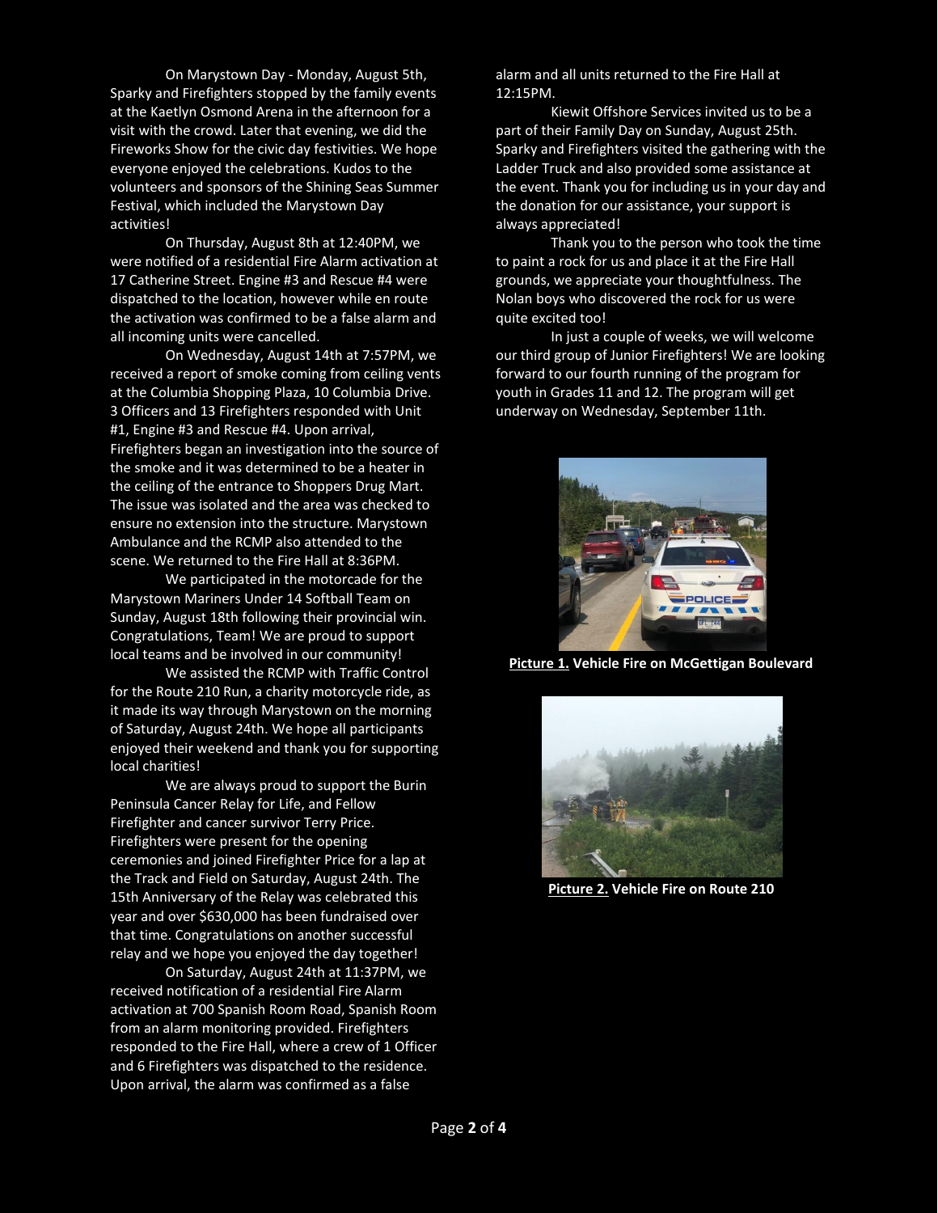On Marystown Day - Monday, August 5th, Sparky and Firefighters stopped by the family events at the Kaetlyn Osmond Arena in the afternoon for a visit with the crowd. Later that evening, we did the Fireworks Show for the civic day festivities. We hope everyone enjoyed the celebrations. Kudos to the volunteers and sponsors of the Shining Seas Summer Festival, which included the Marystown Day activities!

On Thursday, August 8th at 12:40PM, we were notified of a residential Fire Alarm activation at 17 Catherine Street. Engine #3 and Rescue #4 were dispatched to the location, however while en route the activation was confirmed to be a false alarm and all incoming units were cancelled.

On Wednesday, August 14th at 7:57PM, we received a report of smoke coming from ceiling vents at the Columbia Shopping Plaza, 10 Columbia Drive. 3 Officers and 13 Firefighters responded with Unit #1, Engine #3 and Rescue #4. Upon arrival, Firefighters began an investigation into the source of the smoke and it was determined to be a heater in the ceiling of the entrance to Shoppers Drug Mart. The issue was isolated and the area was checked to ensure no extension into the structure. Marystown Ambulance and the RCMP also attended to the scene. We returned to the Fire Hall at 8:36PM.

We participated in the motorcade for the Marystown Mariners Under 14 Softball Team on Sunday, August 18th following their provincial win. Congratulations, Team! We are proud to support local teams and be involved in our community!

We assisted the RCMP with Traffic Control for the Route 210 Run, a charity motorcycle ride, as it made its way through Marystown on the morning of Saturday, August 24th. We hope all participants enjoyed their weekend and thank you for supporting local charities!

We are always proud to support the Burin Peninsula Cancer Relay for Life, and Fellow Firefighter and cancer survivor Terry Price. Firefighters were present for the opening ceremonies and joined Firefighter Price for a lap at the Track and Field on Saturday, August 24th. The 15th Anniversary of the Relay was celebrated this year and over $630,000 has been fundraised over that time. Congratulations on another successful relay and we hope you enjoyed the day together!

On Saturday, August 24th at 11:37PM, we received notification of a residential Fire Alarm activation at 700 Spanish Room Road, Spanish Room from an alarm monitoring provided. Firefighters responded to the Fire Hall, where a crew of 1 Officer and 6 Firefighters was dispatched to the residence. Upon arrival, the alarm was confirmed as a false alarm and all units returned to the Fire Hall at 12:15PM.

Kiewit Offshore Services invited us to be a part of their Family Day on Sunday, August 25th. Sparky and Firefighters visited the gathering with the Ladder Truck and also provided some assistance at the event. Thank you for including us in your day and the donation for our assistance, your support is always appreciated!

Thank you to the person who took the time to paint a rock for us and place it at the Fire Hall grounds, we appreciate your thoughtfulness. The Nolan boys who discovered the rock for us were quite excited too!

In just a couple of weeks, we will welcome our third group of Junior Firefighters! We are looking forward to our fourth running of the program for youth in Grades 11 and 12. The program will get underway on Wednesday, September 11th.

**Picture 1. Vehicle Fire on McGettigan Boulevard**

**Picture 2. Vehicle Fire on Route 210**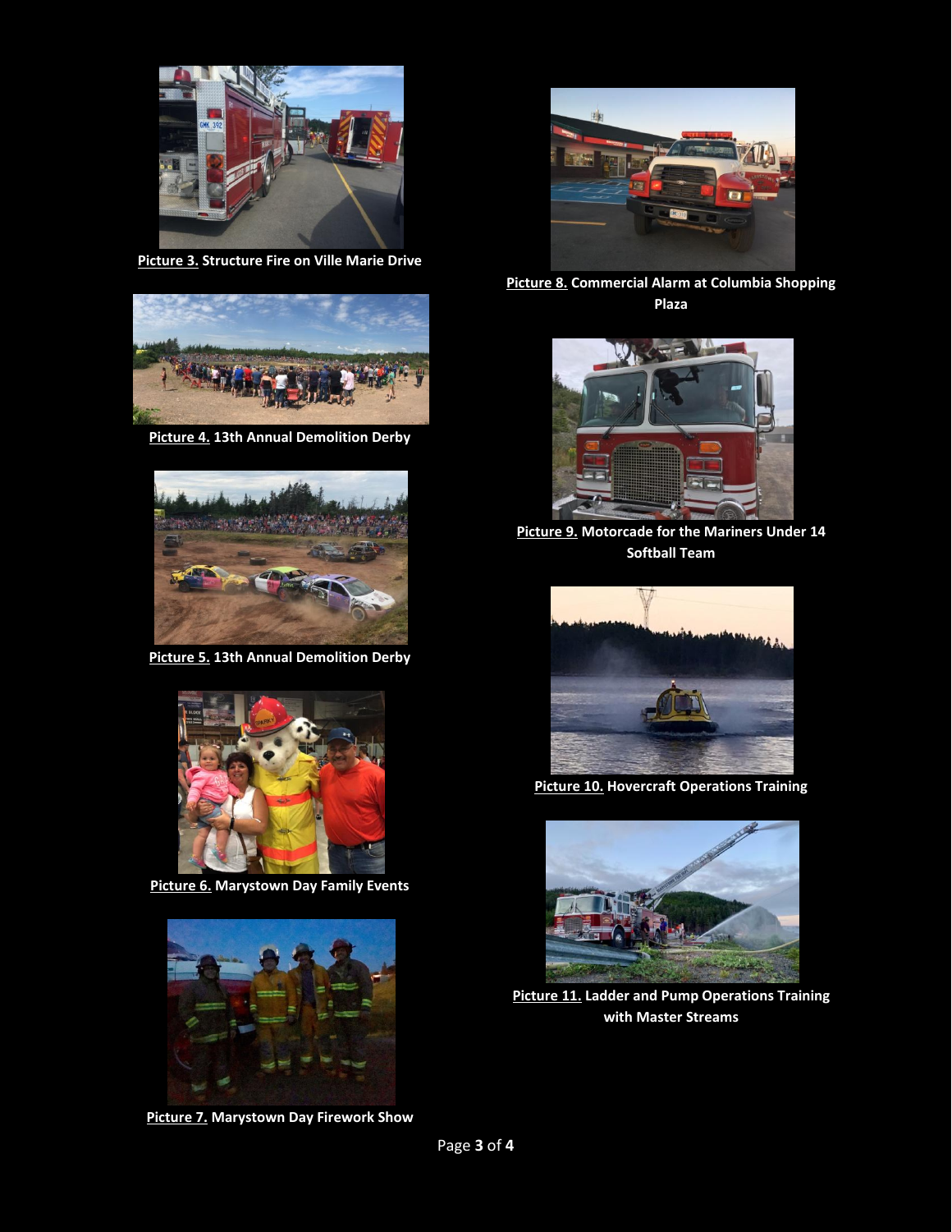**Picture 3.** Structure Fire on Ville Marie Drive

**Picture 4.** 13th Annual Demolition Derby

**Picture 5.** 13th Annual Demolition Derby

**Picture 6.** Marystown Day Family Events

**Picture 7.** Marystown Day Firework Show

**Picture 8.** Commercial Alarm at Columbia Shopping Plaza

**Picture 9.** Motorcade for the Mariners Under 14 Softball Team

**Picture 10.** Hovercraft Operations Training

**Picture 11.** Ladder and Pump Operations Training with Master Streams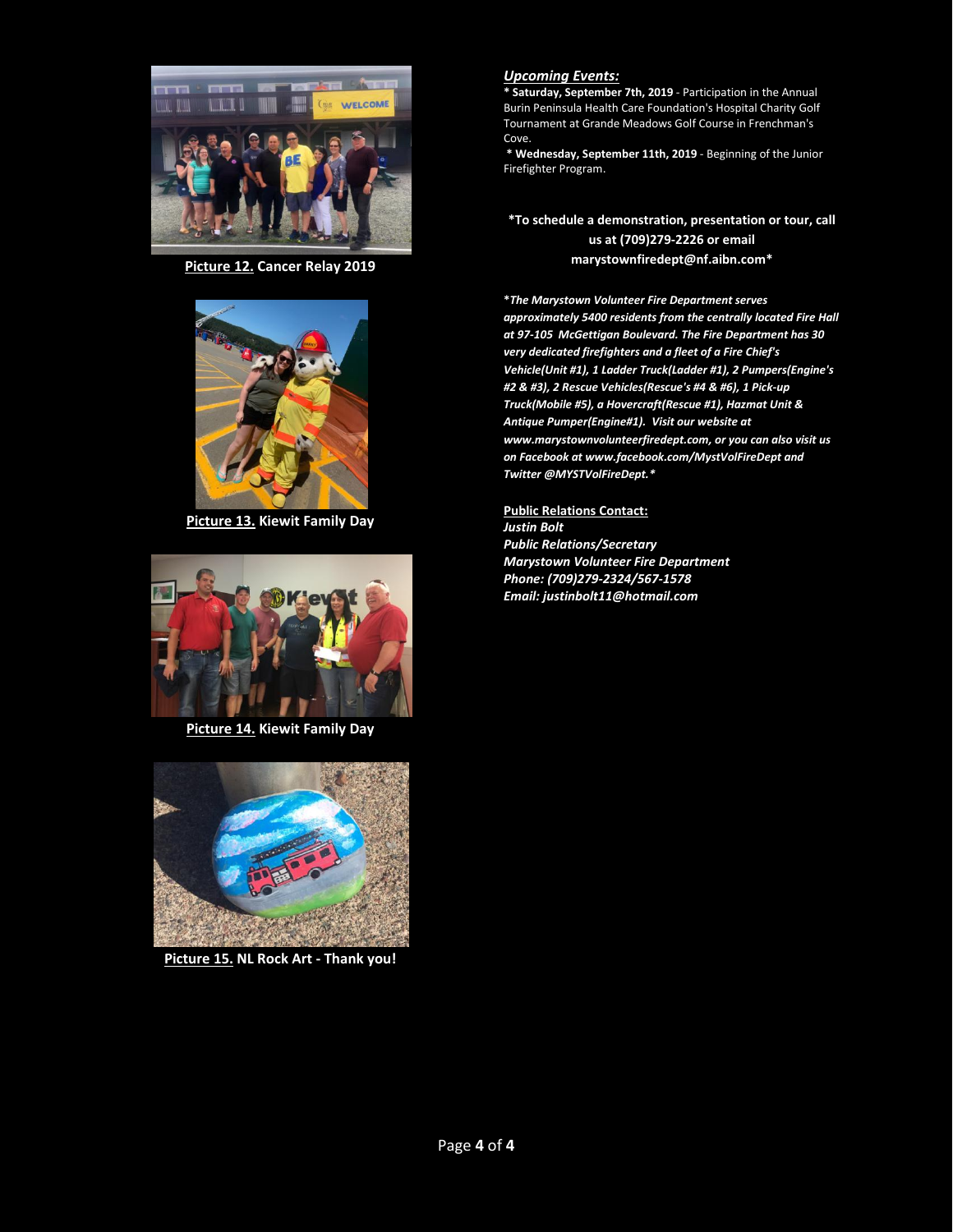**Picture 12.** **Cancer Relay 2019**

**Picture 13.** **Kiewit Family Day**

**Picture 14.** **Kiewit Family Day**

**Picture 15.** **NL Rock Art - Thank you!**

***Upcoming Events:***

* **Saturday, September 7th, 2019** - Participation in the Annual Burin Peninsula Health Care Foundation's Hospital Charity Golf Tournament at Grande Meadows Golf Course in Frenchman's Cove.
* **Wednesday, September 11th, 2019** - Beginning of the Junior Firefighter Program.

**\*To schedule a demonstration, presentation or tour, call us at (709)279-2226 or email marystownfiredept@nf.aibn.com\***

***\*The Marystown Volunteer Fire Department serves approximately 5400 residents from the centrally located Fire Hall at 97-105 McGettigan Boulevard. The Fire Department has 30 very dedicated firefighters and a fleet of a Fire Chief's Vehicle(Unit #1), 1 Ladder Truck(Ladder #1), 2 Pumpers(Engine's #2 & #3), 2 Rescue Vehicles(Rescue's #4 & #6), 1 Pick-up Truck(Mobile #5), a Hovercraft(Rescue #1), Hazmat Unit & Antique Pumper(Engine#1). Visit our website at www.marystownvolunteerfiredept.com, or you can also visit us on Facebook at www.facebook.com/MystVolFireDept and Twitter @MYSTVolFireDept.\****

**Public Relations Contact:**
***Justin Bolt***
***Public Relations/Secretary***
***Marystown Volunteer Fire Department***
***Phone: (709)279-2324/567-1578***
***Email: justinbolt11@hotmail.com***